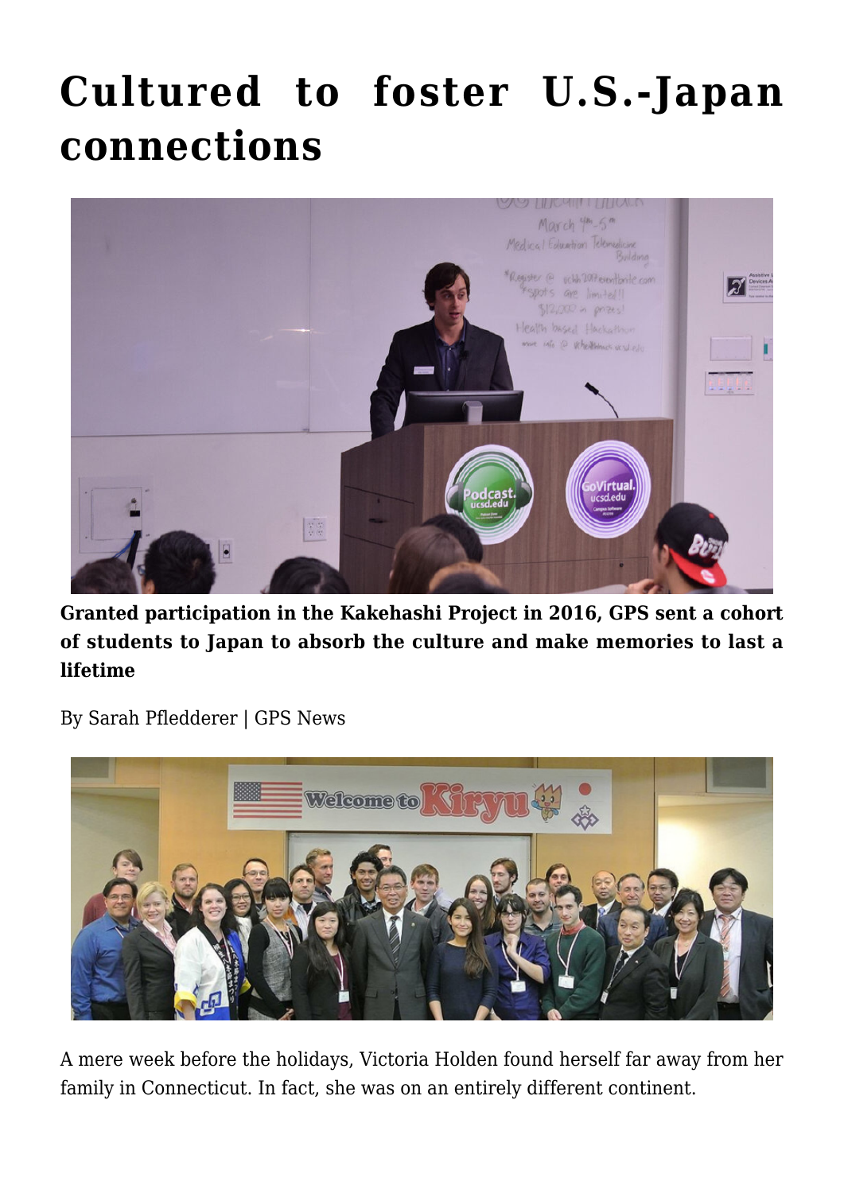# Cultured to foster U.S.-Japan connections

**Granted participation in the Kakehashi Project in 2016, GPS sent a cohort of students to Japan to absorb the culture and make memories to last a lifetime**

By Sarah Pfledderer | GPS News

A mere week before the holidays, Victoria Holden found herself far away from her family in Connecticut. In fact, she was on an entirely different continent.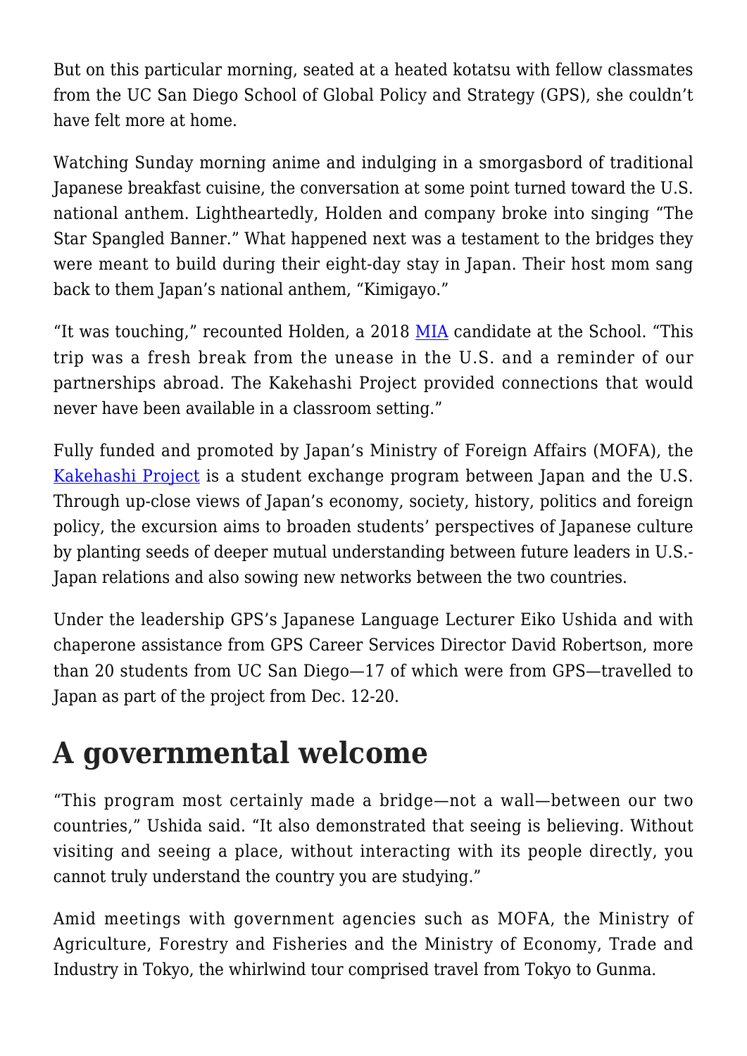But on this particular morning, seated at a heated kotatsu with fellow classmates from the UC San Diego School of Global Policy and Strategy (GPS), she couldn't have felt more at home.

Watching Sunday morning anime and indulging in a smorgasbord of traditional Japanese breakfast cuisine, the conversation at some point turned toward the U.S. national anthem. Lightheartedly, Holden and company broke into singing "The Star Spangled Banner." What happened next was a testament to the bridges they were meant to build during their eight-day stay in Japan. Their host mom sang back to them Japan's national anthem, "Kimigayo."

"It was touching," recounted Holden, a 2018 MIA candidate at the School. "This trip was a fresh break from the unease in the U.S. and a reminder of our partnerships abroad. The Kakehashi Project provided connections that would never have been available in a classroom setting."

Fully funded and promoted by Japan's Ministry of Foreign Affairs (MOFA), the Kakehashi Project is a student exchange program between Japan and the U.S. Through up-close views of Japan's economy, society, history, politics and foreign policy, the excursion aims to broaden students' perspectives of Japanese culture by planting seeds of deeper mutual understanding between future leaders in U.S.-Japan relations and also sowing new networks between the two countries.

Under the leadership GPS's Japanese Language Lecturer Eiko Ushida and with chaperone assistance from GPS Career Services Director David Robertson, more than 20 students from UC San Diego—17 of which were from GPS—travelled to Japan as part of the project from Dec. 12-20.

## A governmental welcome

"This program most certainly made a bridge—not a wall—between our two countries," Ushida said. "It also demonstrated that seeing is believing. Without visiting and seeing a place, without interacting with its people directly, you cannot truly understand the country you are studying."

Amid meetings with government agencies such as MOFA, the Ministry of Agriculture, Forestry and Fisheries and the Ministry of Economy, Trade and Industry in Tokyo, the whirlwind tour comprised travel from Tokyo to Gunma.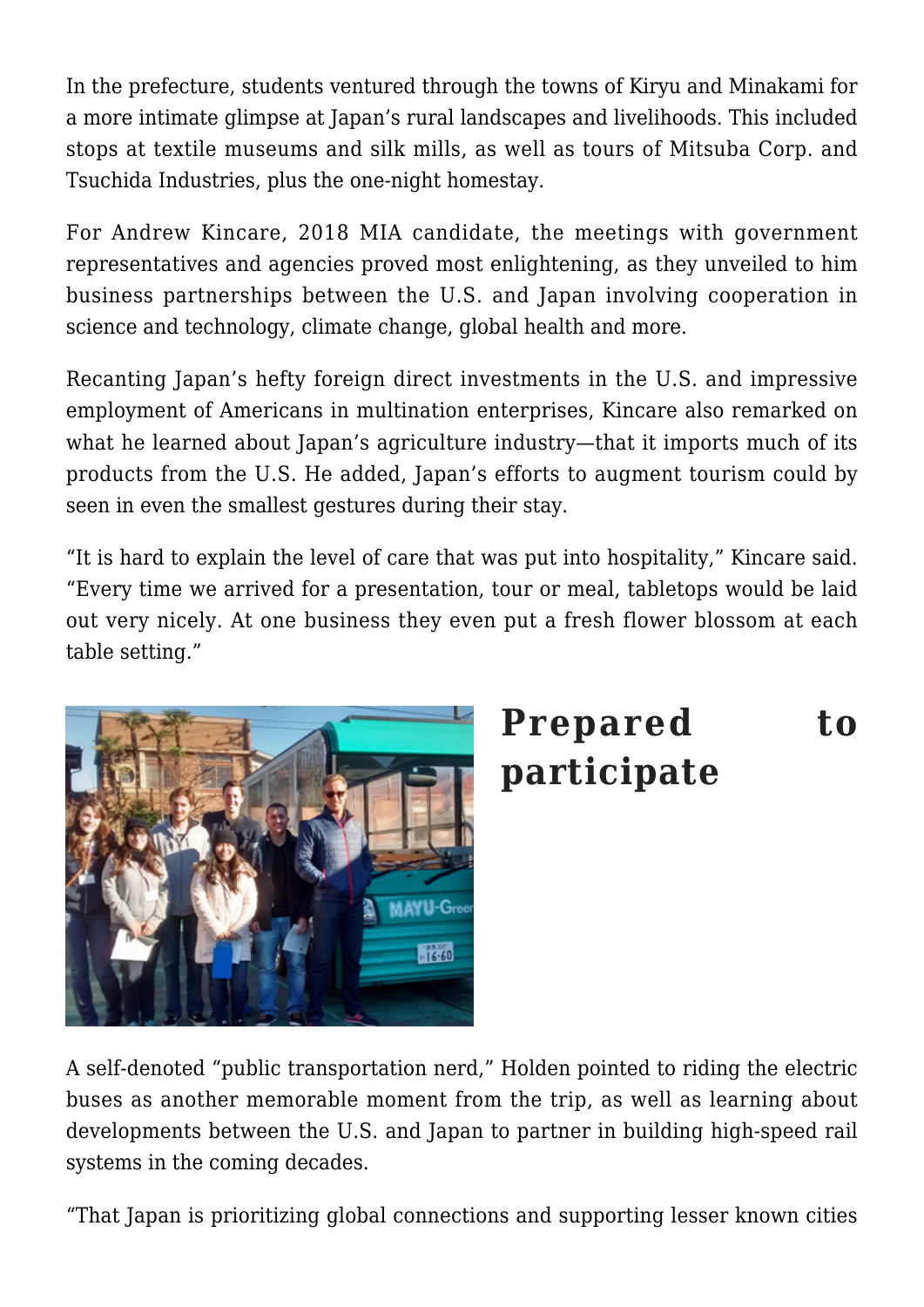In the prefecture, students ventured through the towns of Kiryu and Minakami for a more intimate glimpse at Japan's rural landscapes and livelihoods. This included stops at textile museums and silk mills, as well as tours of Mitsuba Corp. and Tsuchida Industries, plus the one-night homestay.

For Andrew Kincare, 2018 MIA candidate, the meetings with government representatives and agencies proved most enlightening, as they unveiled to him business partnerships between the U.S. and Japan involving cooperation in science and technology, climate change, global health and more.

Recanting Japan's hefty foreign direct investments in the U.S. and impressive employment of Americans in multination enterprises, Kincare also remarked on what he learned about Japan's agriculture industry—that it imports much of its products from the U.S. He added, Japan's efforts to augment tourism could by seen in even the smallest gestures during their stay.

"It is hard to explain the level of care that was put into hospitality," Kincare said. "Every time we arrived for a presentation, tour or meal, tabletops would be laid out very nicely. At one business they even put a fresh flower blossom at each table setting."

## Prepared to participate

A self-denoted "public transportation nerd," Holden pointed to riding the electric buses as another memorable moment from the trip, as well as learning about developments between the U.S. and Japan to partner in building high-speed rail systems in the coming decades.

"That Japan is prioritizing global connections and supporting lesser known cities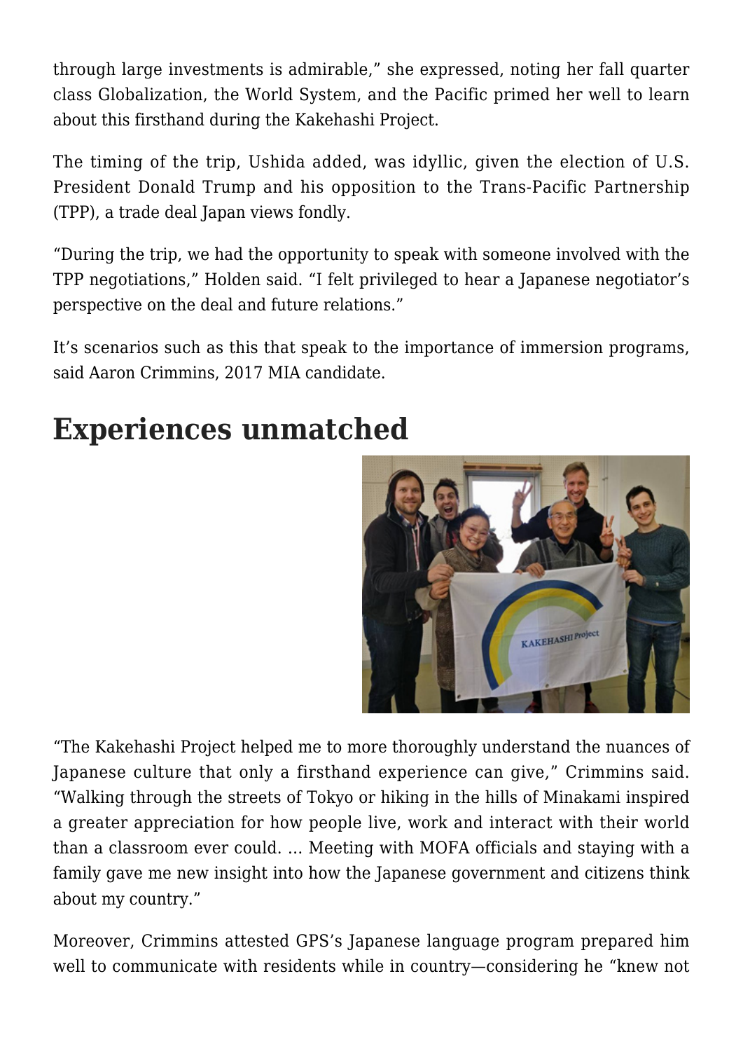through large investments is admirable," she expressed, noting her fall quarter class Globalization, the World System, and the Pacific primed her well to learn about this firsthand during the Kakehashi Project.

The timing of the trip, Ushida added, was idyllic, given the election of U.S. President Donald Trump and his opposition to the Trans-Pacific Partnership (TPP), a trade deal Japan views fondly.

"During the trip, we had the opportunity to speak with someone involved with the TPP negotiations," Holden said. "I felt privileged to hear a Japanese negotiator's perspective on the deal and future relations."

It's scenarios such as this that speak to the importance of immersion programs, said Aaron Crimmins, 2017 MIA candidate.

## Experiences unmatched

"The Kakehashi Project helped me to more thoroughly understand the nuances of Japanese culture that only a firsthand experience can give," Crimmins said. "Walking through the streets of Tokyo or hiking in the hills of Minakami inspired a greater appreciation for how people live, work and interact with their world than a classroom ever could. … Meeting with MOFA officials and staying with a family gave me new insight into how the Japanese government and citizens think about my country."

Moreover, Crimmins attested GPS's Japanese language program prepared him well to communicate with residents while in country—considering he "knew not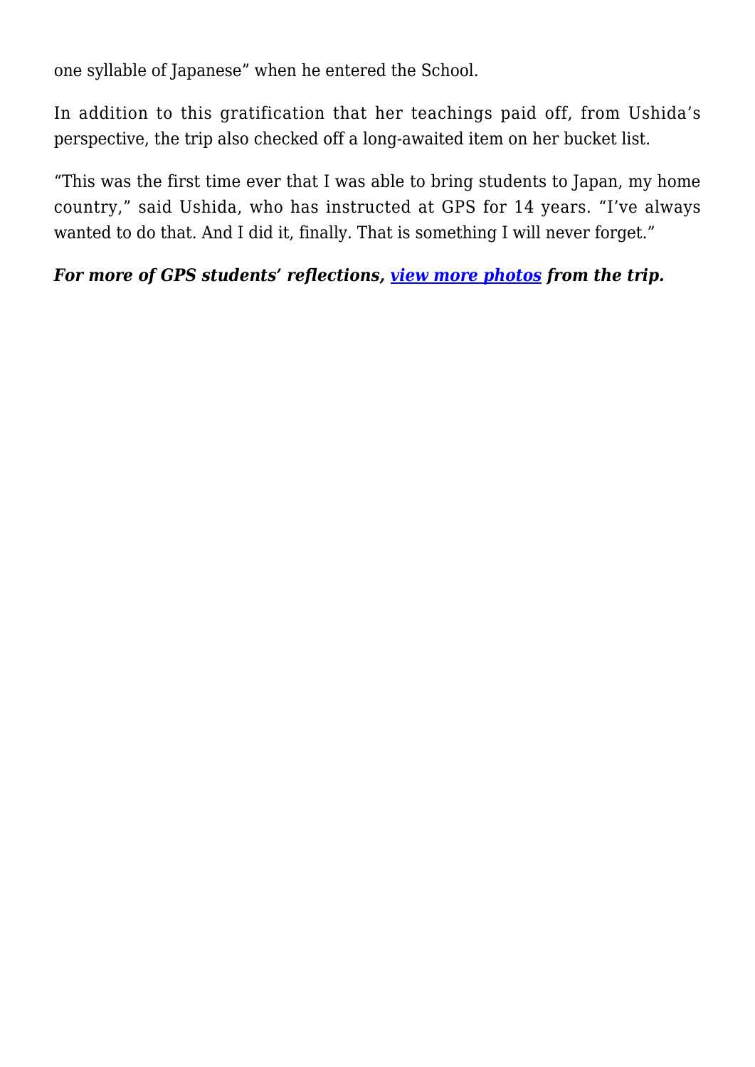one syllable of Japanese" when he entered the School.

In addition to this gratification that her teachings paid off, from Ushida's perspective, the trip also checked off a long-awaited item on her bucket list.

"This was the first time ever that I was able to bring students to Japan, my home country," said Ushida, who has instructed at GPS for 14 years. "I've always wanted to do that. And I did it, finally. That is something I will never forget."

***For more of GPS students' reflections, view more photos from the trip.***